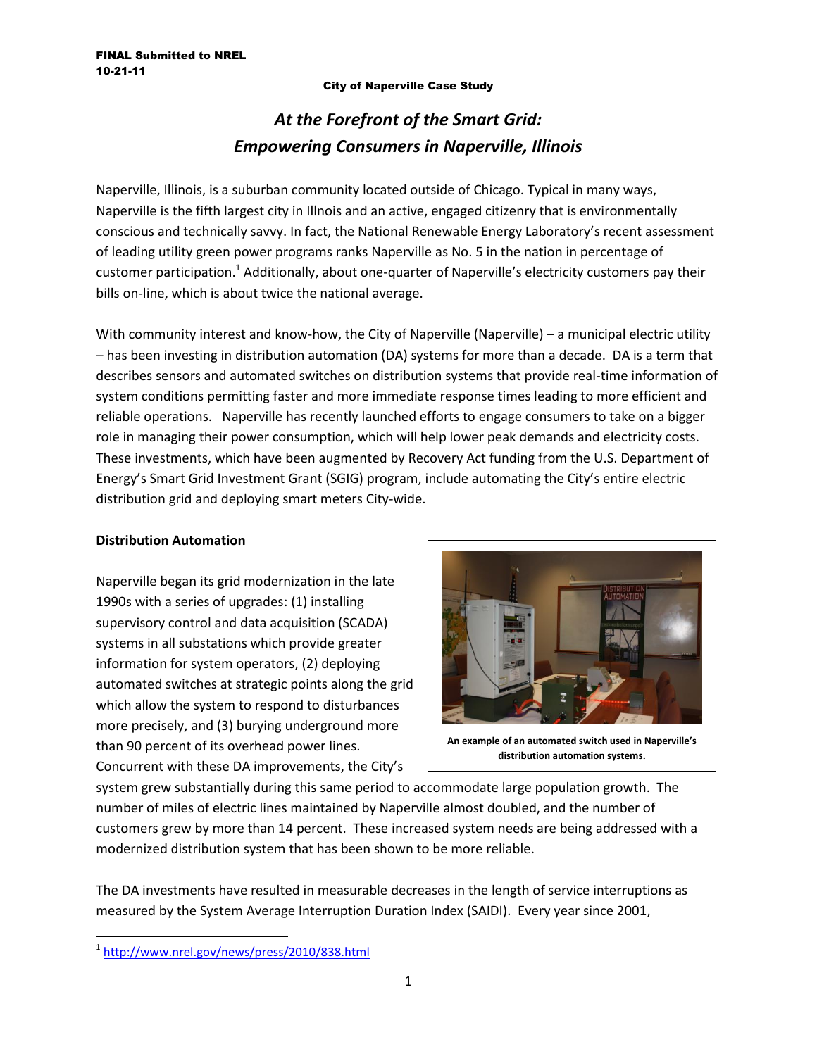FINAL Submitted to NREL
10-21-11

City of Naperville Case Study

# *At the Forefront of the Smart Grid: Empowering Consumers in Naperville, Illinois*

Naperville, Illinois, is a suburban community located outside of Chicago. Typical in many ways, Naperville is the fifth largest city in Illnois and an active, engaged citizenry that is environmentally conscious and technically savvy. In fact, the National Renewable Energy Laboratory's recent assessment of leading utility green power programs ranks Naperville as No. 5 in the nation in percentage of customer participation.[1] Additionally, about one-quarter of Naperville's electricity customers pay their bills on-line, which is about twice the national average.

With community interest and know-how, the City of Naperville (Naperville) – a municipal electric utility – has been investing in distribution automation (DA) systems for more than a decade. DA is a term that describes sensors and automated switches on distribution systems that provide real-time information of system conditions permitting faster and more immediate response times leading to more efficient and reliable operations. Naperville has recently launched efforts to engage consumers to take on a bigger role in managing their power consumption, which will help lower peak demands and electricity costs. These investments, which have been augmented by Recovery Act funding from the U.S. Department of Energy's Smart Grid Investment Grant (SGIG) program, include automating the City's entire electric distribution grid and deploying smart meters City-wide.

**Distribution Automation**

Naperville began its grid modernization in the late 1990s with a series of upgrades: (1) installing supervisory control and data acquisition (SCADA) systems in all substations which provide greater information for system operators, (2) deploying automated switches at strategic points along the grid which allow the system to respond to disturbances more precisely, and (3) burying underground more than 90 percent of its overhead power lines. Concurrent with these DA improvements, the City's system grew substantially during this same period to accommodate large population growth. The number of miles of electric lines maintained by Naperville almost doubled, and the number of customers grew by more than 14 percent. These increased system needs are being addressed with a modernized distribution system that has been shown to be more reliable.

**An example of an automated switch used in Naperville's distribution automation systems.**

The DA investments have resulted in measurable decreases in the length of service interruptions as measured by the System Average Interruption Duration Index (SAIDI). Every year since 2001,

[1] http://www.nrel.gov/news/press/2010/838.html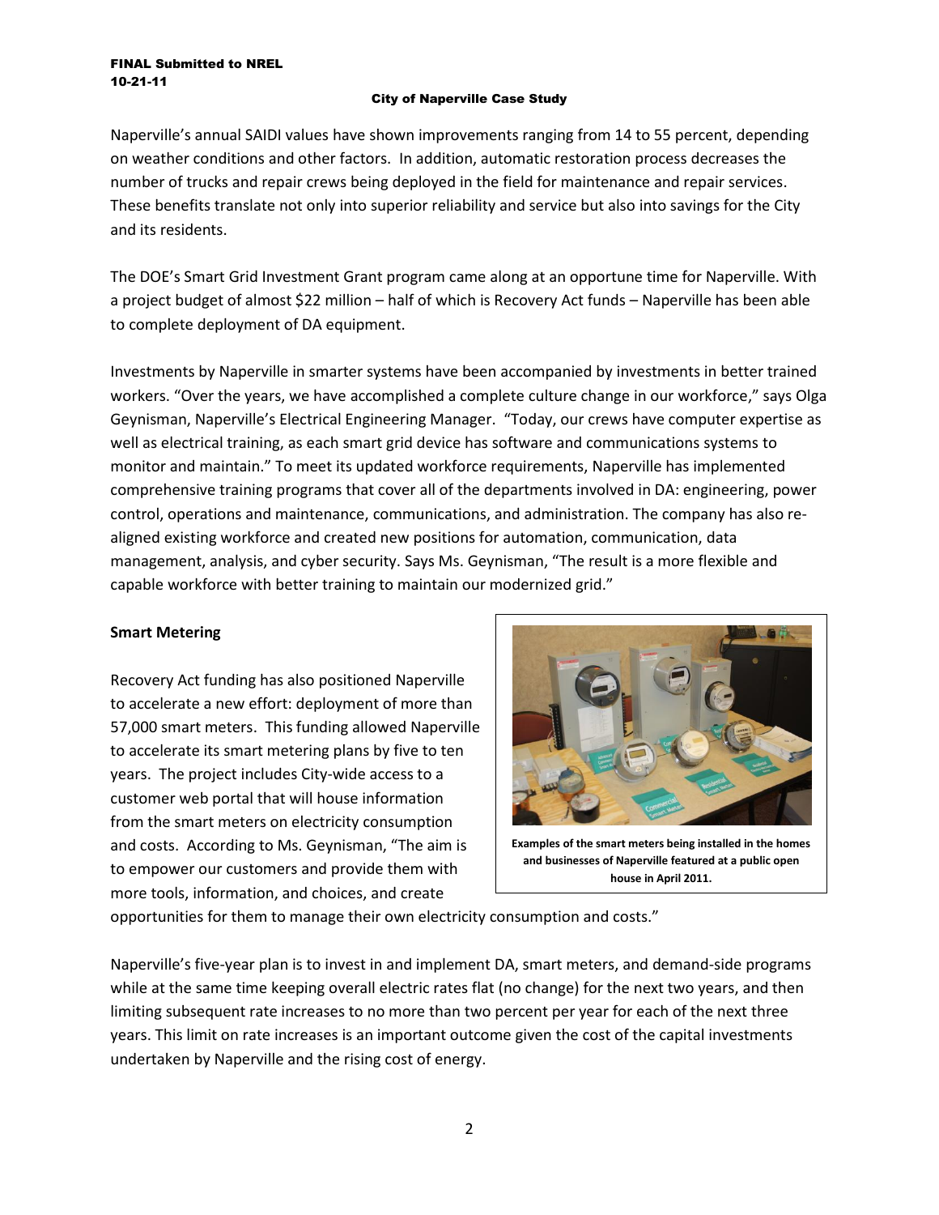Naperville's annual SAIDI values have shown improvements ranging from 14 to 55 percent, depending on weather conditions and other factors. In addition, automatic restoration process decreases the number of trucks and repair crews being deployed in the field for maintenance and repair services. These benefits translate not only into superior reliability and service but also into savings for the City and its residents.

The DOE's Smart Grid Investment Grant program came along at an opportune time for Naperville. With a project budget of almost $22 million – half of which is Recovery Act funds – Naperville has been able to complete deployment of DA equipment.

Investments by Naperville in smarter systems have been accompanied by investments in better trained workers. "Over the years, we have accomplished a complete culture change in our workforce," says Olga Geynisman, Naperville's Electrical Engineering Manager. "Today, our crews have computer expertise as well as electrical training, as each smart grid device has software and communications systems to monitor and maintain." To meet its updated workforce requirements, Naperville has implemented comprehensive training programs that cover all of the departments involved in DA: engineering, power control, operations and maintenance, communications, and administration. The company has also re-aligned existing workforce and created new positions for automation, communication, data management, analysis, and cyber security. Says Ms. Geynisman, "The result is a more flexible and capable workforce with better training to maintain our modernized grid."

**Smart Metering**

Recovery Act funding has also positioned Naperville to accelerate a new effort: deployment of more than 57,000 smart meters. This funding allowed Naperville to accelerate its smart metering plans by five to ten years. The project includes City-wide access to a customer web portal that will house information from the smart meters on electricity consumption and costs. According to Ms. Geynisman, "The aim is to empower our customers and provide them with more tools, information, and choices, and create opportunities for them to manage their own electricity consumption and costs."

**Examples of the smart meters being installed in the homes and businesses of Naperville featured at a public open house in April 2011.**

Naperville's five-year plan is to invest in and implement DA, smart meters, and demand-side programs while at the same time keeping overall electric rates flat (no change) for the next two years, and then limiting subsequent rate increases to no more than two percent per year for each of the next three years. This limit on rate increases is an important outcome given the cost of the capital investments undertaken by Naperville and the rising cost of energy.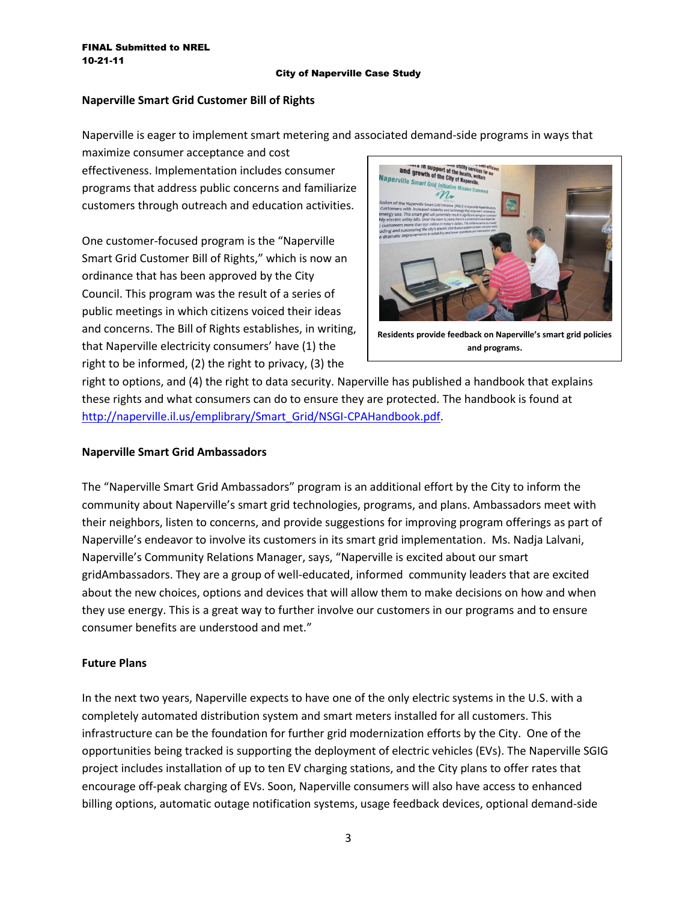## Naperville Smart Grid Customer Bill of Rights

Naperville is eager to implement smart metering and associated demand-side programs in ways that maximize consumer acceptance and cost effectiveness. Implementation includes consumer programs that address public concerns and familiarize customers through outreach and education activities.

One customer-focused program is the "Naperville Smart Grid Customer Bill of Rights," which is now an ordinance that has been approved by the City Council. This program was the result of a series of public meetings in which citizens voiced their ideas and concerns. The Bill of Rights establishes, in writing, that Naperville electricity consumers' have (1) the right to be informed, (2) the right to privacy, (3) the right to options, and (4) the right to data security. Naperville has published a handbook that explains these rights and what consumers can do to ensure they are protected. The handbook is found at http://naperville.il.us/emplibrary/Smart_Grid/NSGI-CPAHandbook.pdf.

**Residents provide feedback on Naperville's smart grid policies and programs.**

## Naperville Smart Grid Ambassadors

The "Naperville Smart Grid Ambassadors" program is an additional effort by the City to inform the community about Naperville's smart grid technologies, programs, and plans. Ambassadors meet with their neighbors, listen to concerns, and provide suggestions for improving program offerings as part of Naperville's endeavor to involve its customers in its smart grid implementation. Ms. Nadja Lalvani, Naperville's Community Relations Manager, says, "Naperville is excited about our smart gridAmbassadors. They are a group of well-educated, informed community leaders that are excited about the new choices, options and devices that will allow them to make decisions on how and when they use energy. This is a great way to further involve our customers in our programs and to ensure consumer benefits are understood and met."

## Future Plans

In the next two years, Naperville expects to have one of the only electric systems in the U.S. with a completely automated distribution system and smart meters installed for all customers. This infrastructure can be the foundation for further grid modernization efforts by the City. One of the opportunities being tracked is supporting the deployment of electric vehicles (EVs). The Naperville SGIG project includes installation of up to ten EV charging stations, and the City plans to offer rates that encourage off-peak charging of EVs. Soon, Naperville consumers will also have access to enhanced billing options, automatic outage notification systems, usage feedback devices, optional demand-side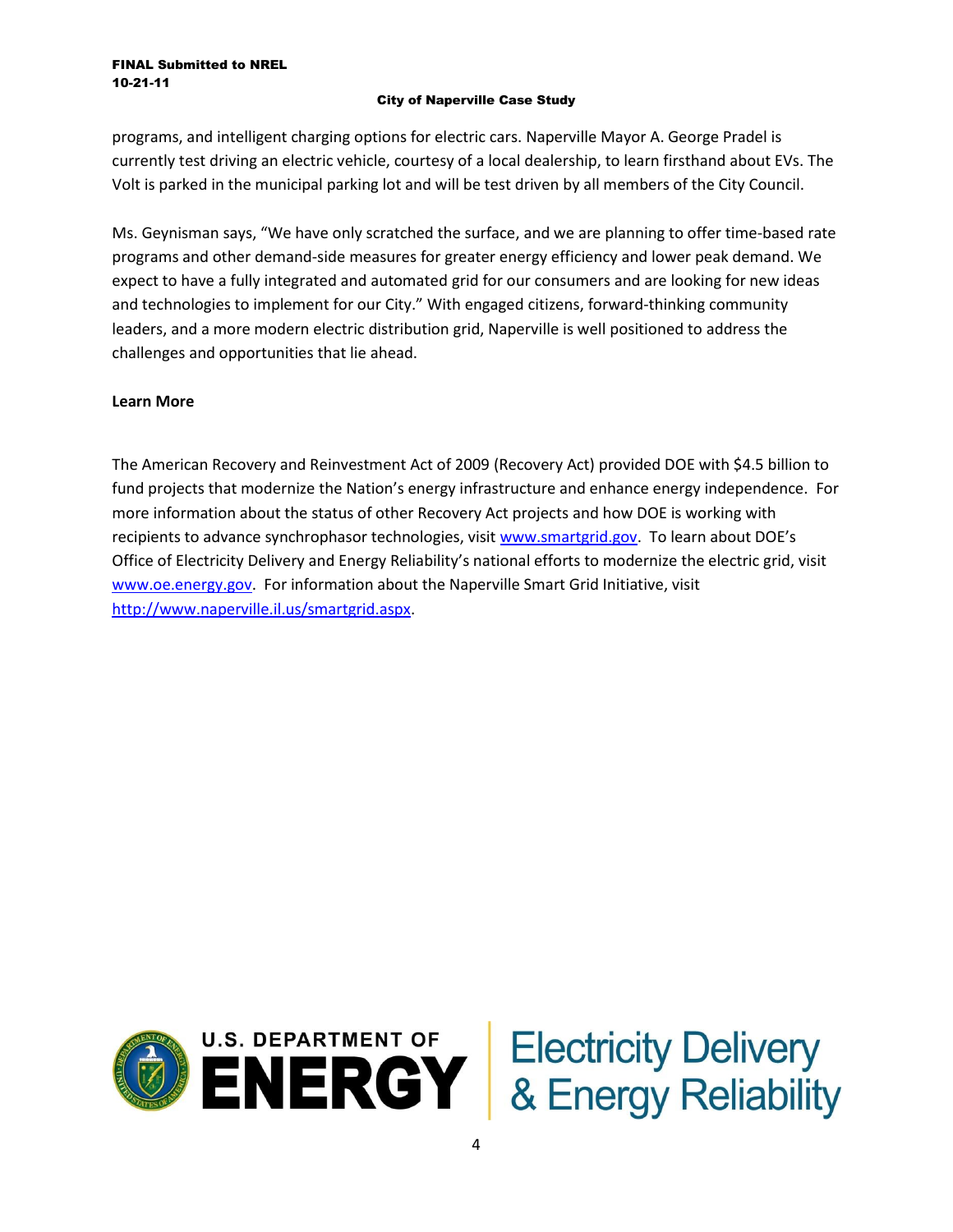programs, and intelligent charging options for electric cars. Naperville Mayor A. George Pradel is currently test driving an electric vehicle, courtesy of a local dealership, to learn firsthand about EVs. The Volt is parked in the municipal parking lot and will be test driven by all members of the City Council.

Ms. Geynisman says, "We have only scratched the surface, and we are planning to offer time-based rate programs and other demand-side measures for greater energy efficiency and lower peak demand. We expect to have a fully integrated and automated grid for our consumers and are looking for new ideas and technologies to implement for our City." With engaged citizens, forward-thinking community leaders, and a more modern electric distribution grid, Naperville is well positioned to address the challenges and opportunities that lie ahead.

**Learn More**

The American Recovery and Reinvestment Act of 2009 (Recovery Act) provided DOE with $4.5 billion to fund projects that modernize the Nation's energy infrastructure and enhance energy independence. For more information about the status of other Recovery Act projects and how DOE is working with recipients to advance synchrophasor technologies, visit [www.smartgrid.gov](www.smartgrid.gov). To learn about DOE's Office of Electricity Delivery and Energy Reliability's national efforts to modernize the electric grid, visit [www.oe.energy.gov](www.oe.energy.gov). For information about the Naperville Smart Grid Initiative, visit [http://www.naperville.il.us/smartgrid.aspx](http://www.naperville.il.us/smartgrid.aspx).

U.S. DEPARTMENT OF ENERGY | Electricity Delivery & Energy Reliability